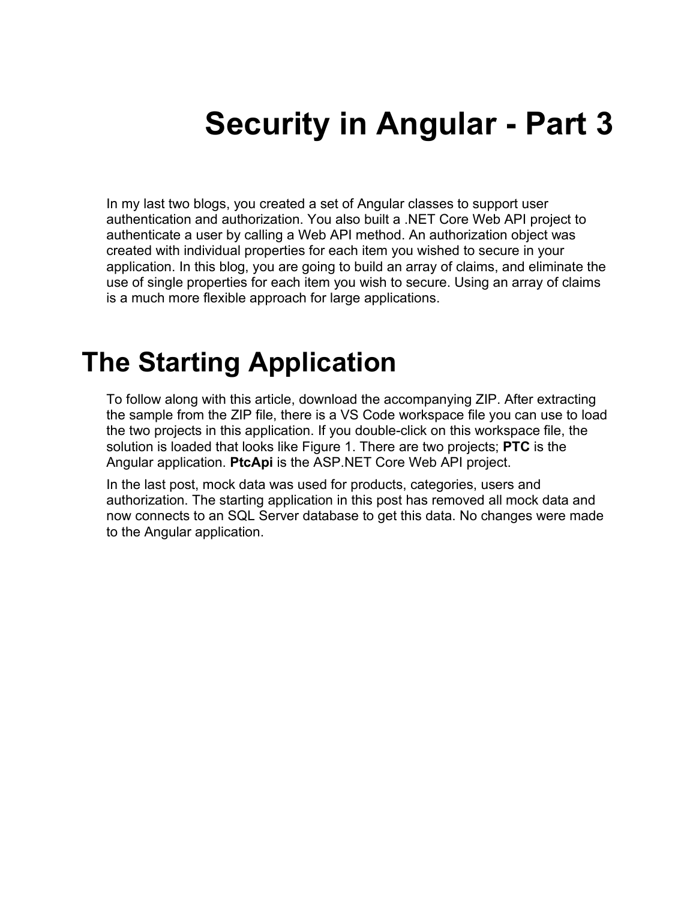# Security in Angular - Part 3

In my last two blogs, you created a set of Angular classes to support user authentication and authorization. You also built a .NET Core Web API project to authenticate a user by calling a Web API method. An authorization object was created with individual properties for each item you wished to secure in your application. In this blog, you are going to build an array of claims, and eliminate the use of single properties for each item you wish to secure. Using an array of claims is a much more flexible approach for large applications.

## The Starting Application

To follow along with this article, download the accompanying ZIP. After extracting the sample from the ZIP file, there is a VS Code workspace file you can use to load the two projects in this application. If you double-click on this workspace file, the solution is loaded that looks like Figure 1. There are two projects; **PTC** is the Angular application. **PtcApi** is the ASP.NET Core Web API project.

In the last post, mock data was used for products, categories, users and authorization. The starting application in this post has removed all mock data and now connects to an SQL Server database to get this data. No changes were made to the Angular application.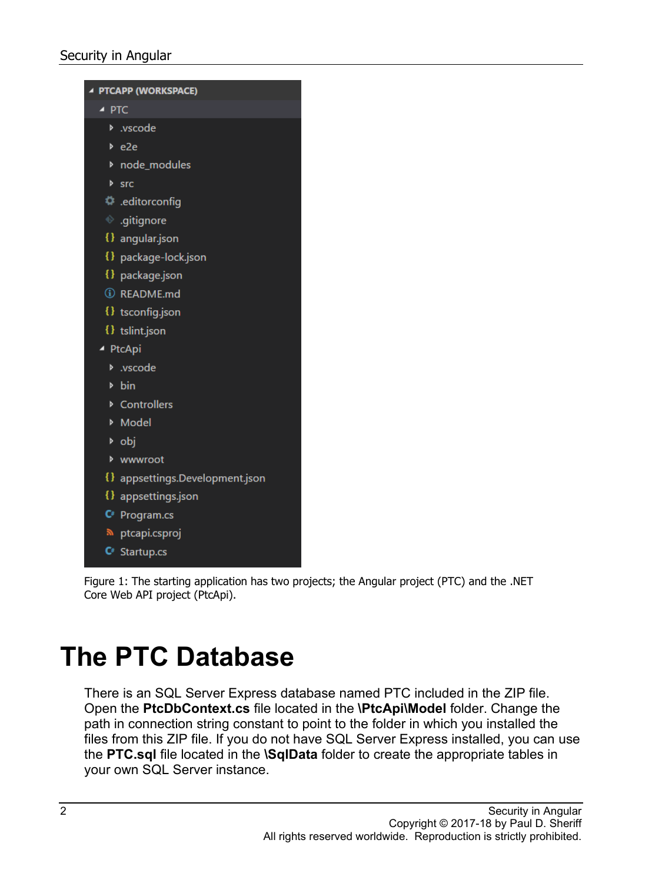Figure 1: The starting application has two projects; the Angular project (PTC) and the .NET Core Web API project (PtcApi).

# The PTC Database

There is an SQL Server Express database named PTC included in the ZIP file. Open the **PtcDbContext.cs** file located in the **\PtcApi\Model** folder. Change the path in connection string constant to point to the folder in which you installed the files from this ZIP file. If you do not have SQL Server Express installed, you can use the **PTC.sql** file located in the **\SqlData** folder to create the appropriate tables in your own SQL Server instance.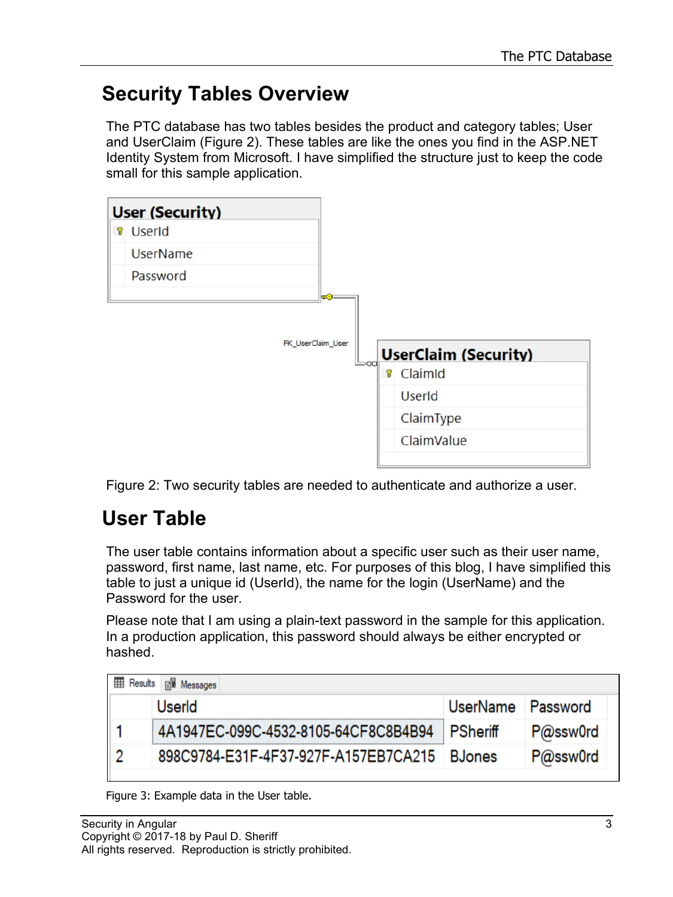## Security Tables Overview

The PTC database has two tables besides the product and category tables; User and UserClaim (Figure 2). These tables are like the ones you find in the ASP.NET Identity System from Microsoft. I have simplified the structure just to keep the code small for this sample application.

Figure 2: Two security tables are needed to authenticate and authorize a user.

## User Table

The user table contains information about a specific user such as their user name, password, first name, last name, etc. For purposes of this blog, I have simplified this table to just a unique id (UserId), the name for the login (UserName) and the Password for the user.

Please note that I am using a plain-text password in the sample for this application. In a production application, this password should always be either encrypted or hashed.

| | UserId | UserName | Password |
|---|---|---|---|
| 1 | 4A1947EC-099C-4532-8105-64CF8C8B4B94 | PSheriff | P@ssw0rd |
| 2 | 898C9784-E31F-4F37-927F-A157EB7CA215 | BJones | P@ssw0rd |

Figure 3: Example data in the User table.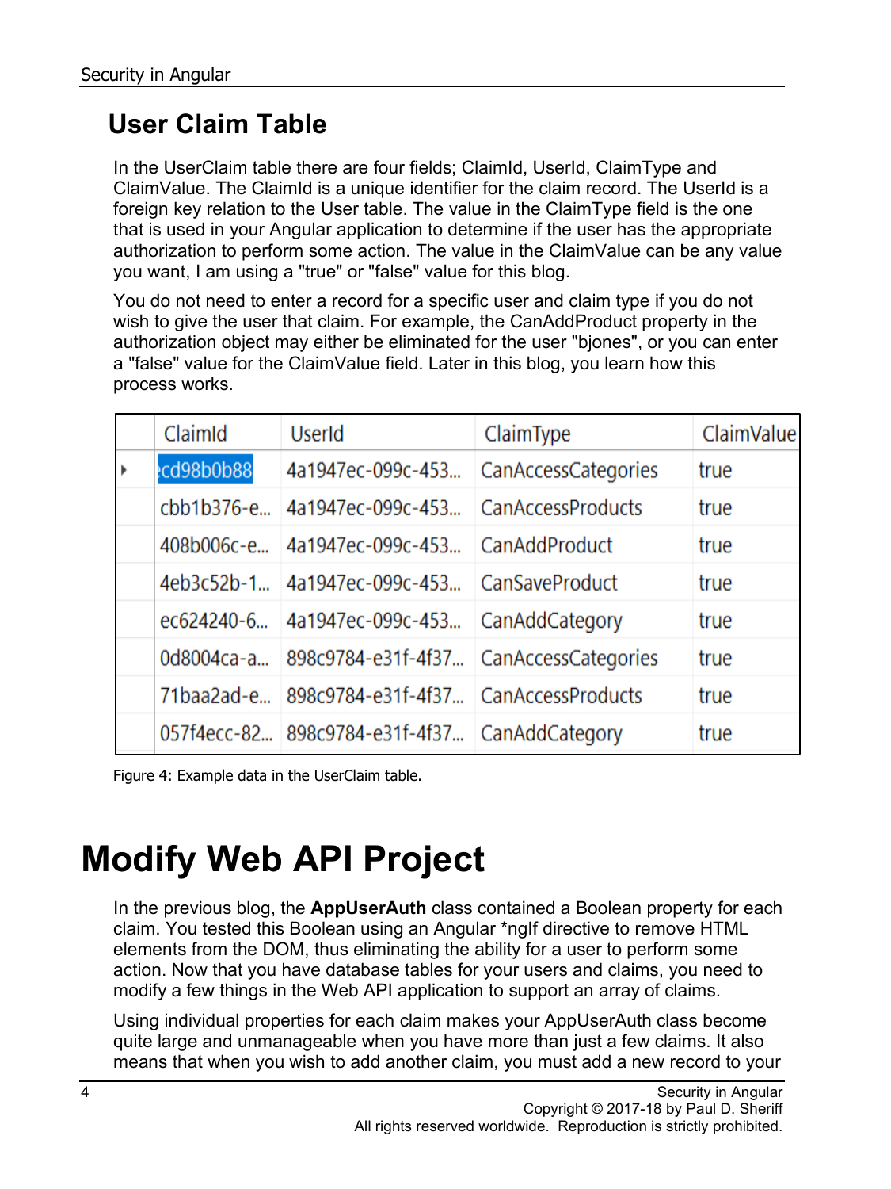## User Claim Table

In the UserClaim table there are four fields; ClaimId, UserId, ClaimType and ClaimValue. The ClaimId is a unique identifier for the claim record. The UserId is a foreign key relation to the User table. The value in the ClaimType field is the one that is used in your Angular application to determine if the user has the appropriate authorization to perform some action. The value in the ClaimValue can be any value you want, I am using a "true" or "false" value for this blog.

You do not need to enter a record for a specific user and claim type if you do not wish to give the user that claim. For example, the CanAddProduct property in the authorization object may either be eliminated for the user "bjones", or you can enter a "false" value for the ClaimValue field. Later in this blog, you learn how this process works.

| ClaimId | UserId | ClaimType | ClaimValue |
|---|---|---|---|
| cd98b0b88 | 4a1947ec-099c-453... | CanAccessCategories | true |
| cbb1b376-e... | 4a1947ec-099c-453... | CanAccessProducts | true |
| 408b006c-e... | 4a1947ec-099c-453... | CanAddProduct | true |
| 4eb3c52b-1... | 4a1947ec-099c-453... | CanSaveProduct | true |
| ec624240-6... | 4a1947ec-099c-453... | CanAddCategory | true |
| 0d8004ca-a... | 898c9784-e31f-4f37... | CanAccessCategories | true |
| 71baa2ad-e... | 898c9784-e31f-4f37... | CanAccessProducts | true |
| 057f4ecc-82... | 898c9784-e31f-4f37... | CanAddCategory | true |

Figure 4: Example data in the UserClaim table.

# Modify Web API Project

In the previous blog, the **AppUserAuth** class contained a Boolean property for each claim. You tested this Boolean using an Angular *ngIf directive to remove HTML elements from the DOM, thus eliminating the ability for a user to perform some action. Now that you have database tables for your users and claims, you need to modify a few things in the Web API application to support an array of claims.

Using individual properties for each claim makes your AppUserAuth class become quite large and unmanageable when you have more than just a few claims. It also means that when you wish to add another claim, you must add a new record to your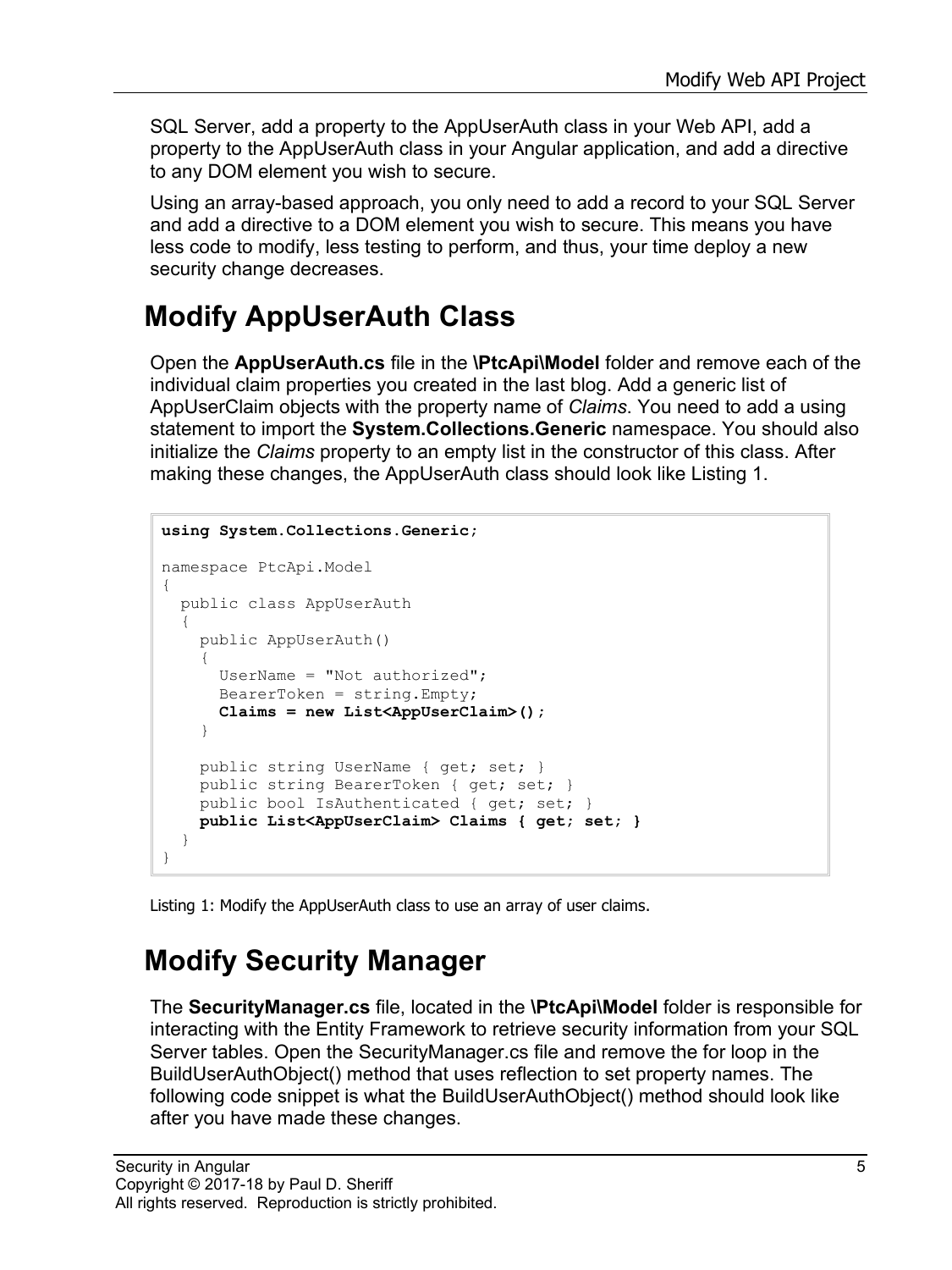SQL Server, add a property to the AppUserAuth class in your Web API, add a property to the AppUserAuth class in your Angular application, and add a directive to any DOM element you wish to secure.

Using an array-based approach, you only need to add a record to your SQL Server and add a directive to a DOM element you wish to secure. This means you have less code to modify, less testing to perform, and thus, your time deploy a new security change decreases.

## Modify AppUserAuth Class

Open the **AppUserAuth.cs** file in the **\PtcApi\Model** folder and remove each of the individual claim properties you created in the last blog. Add a generic list of AppUserClaim objects with the property name of *Claims*. You need to add a using statement to import the **System.Collections.Generic** namespace. You should also initialize the *Claims* property to an empty list in the constructor of this class. After making these changes, the AppUserAuth class should look like Listing 1.

```
using System.Collections.Generic;

namespace PtcApi.Model
{
  public class AppUserAuth
  {
    public AppUserAuth()
    {
      UserName = "Not authorized";
      BearerToken = string.Empty;
      Claims = new List<AppUserClaim>();
    }

    public string UserName { get; set; }
    public string BearerToken { get; set; }
    public bool IsAuthenticated { get; set; }
    public List<AppUserClaim> Claims { get; set; }
  }
}
```

Listing 1: Modify the AppUserAuth class to use an array of user claims.

## Modify Security Manager

The **SecurityManager.cs** file, located in the **\PtcApi\Model** folder is responsible for interacting with the Entity Framework to retrieve security information from your SQL Server tables. Open the SecurityManager.cs file and remove the for loop in the BuildUserAuthObject() method that uses reflection to set property names. The following code snippet is what the BuildUserAuthObject() method should look like after you have made these changes.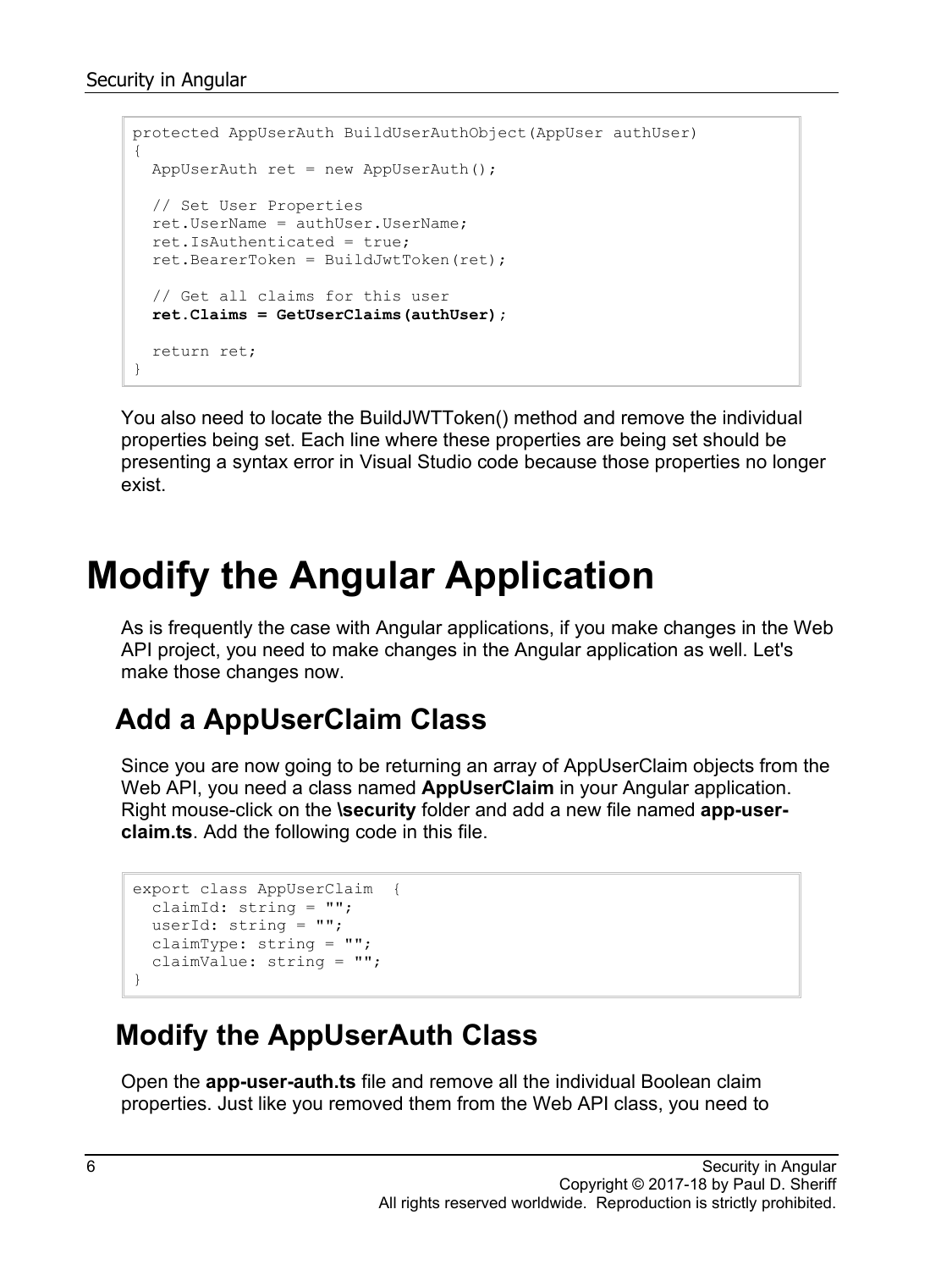```
protected AppUserAuth BuildUserAuthObject(AppUser authUser)
{
  AppUserAuth ret = new AppUserAuth();

  // Set User Properties
  ret.UserName = authUser.UserName;
  ret.IsAuthenticated = true;
  ret.BearerToken = BuildJwtToken(ret);

  // Get all claims for this user
  ret.Claims = GetUserClaims(authUser);

  return ret;
}
```

You also need to locate the BuildJWTToken() method and remove the individual properties being set. Each line where these properties are being set should be presenting a syntax error in Visual Studio code because those properties no longer exist.

# Modify the Angular Application

As is frequently the case with Angular applications, if you make changes in the Web API project, you need to make changes in the Angular application as well. Let's make those changes now.

## Add a AppUserClaim Class

Since you are now going to be returning an array of AppUserClaim objects from the Web API, you need a class named **AppUserClaim** in your Angular application. Right mouse-click on the **\security** folder and add a new file named **app-user-claim.ts**. Add the following code in this file.

```
export class AppUserClaim  {
  claimId: string = "";
  userId: string = "";
  claimType: string = "";
  claimValue: string = "";
}
```

## Modify the AppUserAuth Class

Open the **app-user-auth.ts** file and remove all the individual Boolean claim properties. Just like you removed them from the Web API class, you need to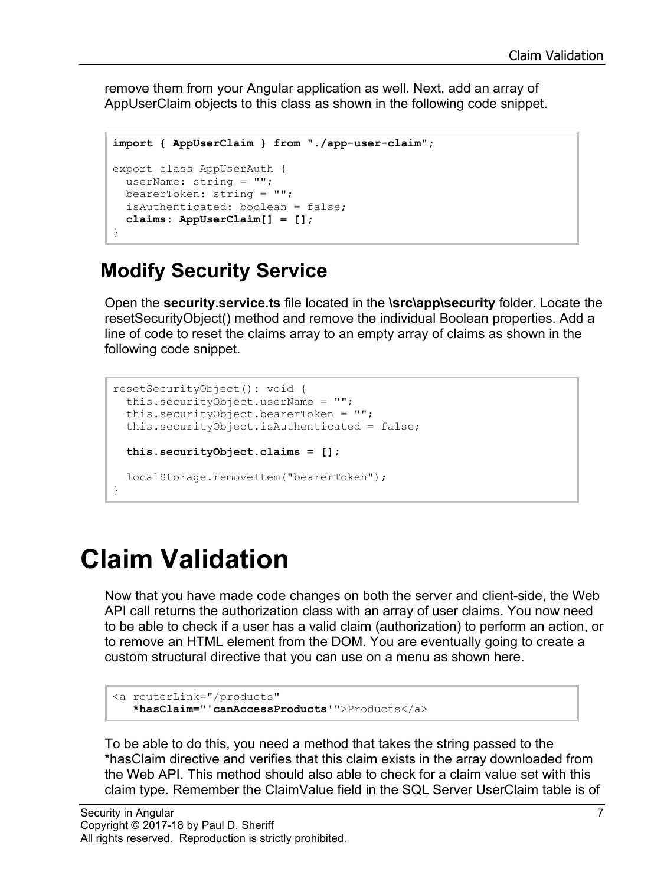remove them from your Angular application as well. Next, add an array of AppUserClaim objects to this class as shown in the following code snippet.

```
import { AppUserClaim } from "./app-user-claim";

export class AppUserAuth {
  userName: string = "";
  bearerToken: string = "";
  isAuthenticated: boolean = false;
  claims: AppUserClaim[] = [];
}
```

## Modify Security Service

Open the **security.service.ts** file located in the **\src\app\security** folder. Locate the resetSecurityObject() method and remove the individual Boolean properties. Add a line of code to reset the claims array to an empty array of claims as shown in the following code snippet.

```
resetSecurityObject(): void {
  this.securityObject.userName = "";
  this.securityObject.bearerToken = "";
  this.securityObject.isAuthenticated = false;

  this.securityObject.claims = [];

  localStorage.removeItem("bearerToken");
}
```

# Claim Validation

Now that you have made code changes on both the server and client-side, the Web API call returns the authorization class with an array of user claims. You now need to be able to check if a user has a valid claim (authorization) to perform an action, or to remove an HTML element from the DOM. You are eventually going to create a custom structural directive that you can use on a menu as shown here.

```
<a routerLink="/products"
   *hasClaim="'canAccessProducts'">Products</a>
```

To be able to do this, you need a method that takes the string passed to the *hasClaim directive and verifies that this claim exists in the array downloaded from the Web API. This method should also able to check for a claim value set with this claim type. Remember the ClaimValue field in the SQL Server UserClaim table is of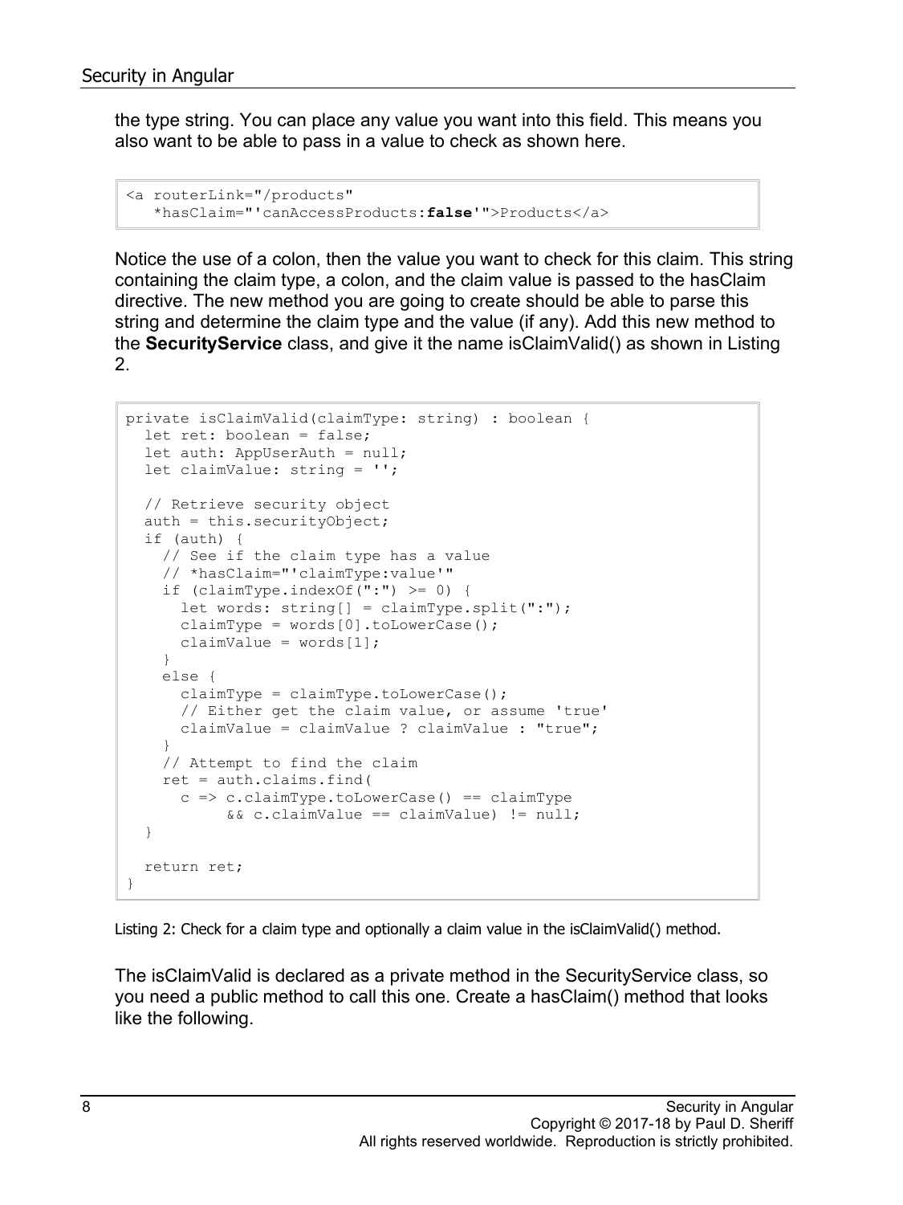the type string. You can place any value you want into this field. This means you also want to be able to pass in a value to check as shown here.

```
<a routerLink="/products"
   *hasClaim="'canAccessProducts:false'">Products</a>
```

Notice the use of a colon, then the value you want to check for this claim. This string containing the claim type, a colon, and the claim value is passed to the hasClaim directive. The new method you are going to create should be able to parse this string and determine the claim type and the value (if any). Add this new method to the **SecurityService** class, and give it the name isClaimValid() as shown in Listing 2.

```
private isClaimValid(claimType: string) : boolean {
  let ret: boolean = false;
  let auth: AppUserAuth = null;
  let claimValue: string = '';

  // Retrieve security object
  auth = this.securityObject;
  if (auth) {
    // See if the claim type has a value
    // *hasClaim="'claimType:value'"
    if (claimType.indexOf(":") >= 0) {
      let words: string[] = claimType.split(":");
      claimType = words[0].toLowerCase();
      claimValue = words[1];
    }
    else {
      claimType = claimType.toLowerCase();
      // Either get the claim value, or assume 'true'
      claimValue = claimValue ? claimValue : "true";
    }
    // Attempt to find the claim
    ret = auth.claims.find(
      c => c.claimType.toLowerCase() == claimType
           && c.claimValue == claimValue) != null;
  }

  return ret;
}
```

Listing 2: Check for a claim type and optionally a claim value in the isClaimValid() method.

The isClaimValid is declared as a private method in the SecurityService class, so you need a public method to call this one. Create a hasClaim() method that looks like the following.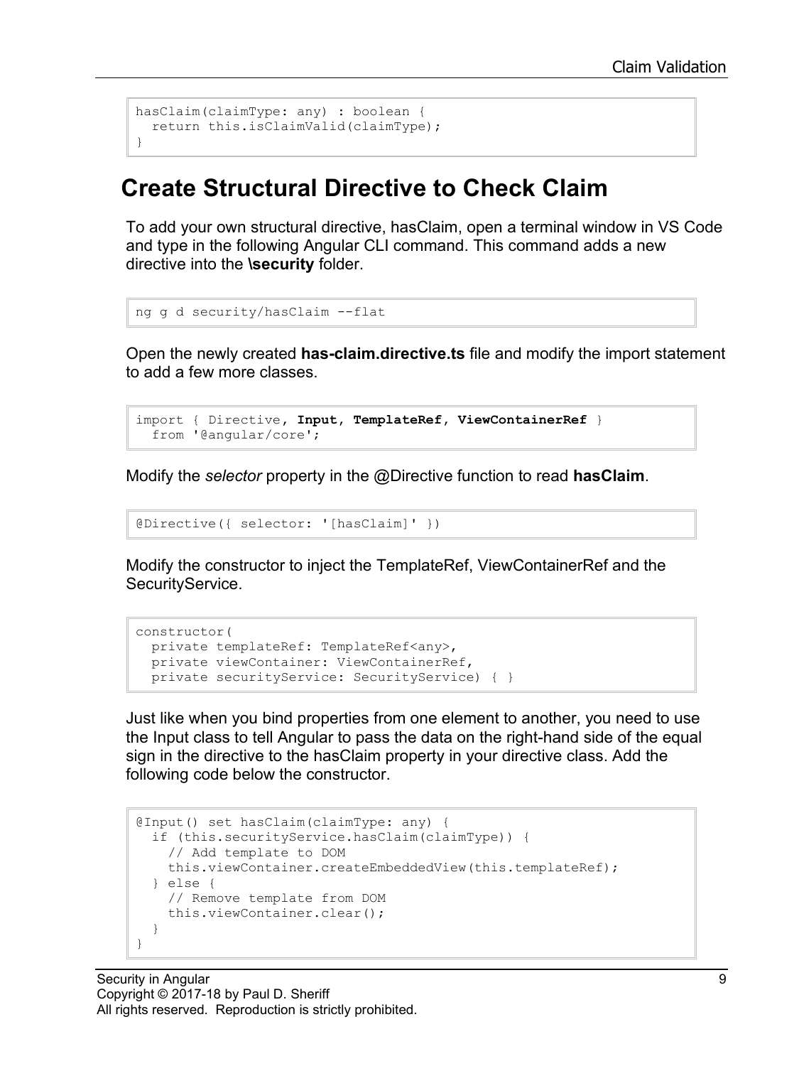```
hasClaim(claimType: any) : boolean {
  return this.isClaimValid(claimType);
}
```

## Create Structural Directive to Check Claim

To add your own structural directive, hasClaim, open a terminal window in VS Code and type in the following Angular CLI command. This command adds a new directive into the **\security** folder.

```
ng g d security/hasClaim --flat
```

Open the newly created **has-claim.directive.ts** file and modify the import statement to add a few more classes.

```
import { Directive, Input, TemplateRef, ViewContainerRef }
  from '@angular/core';
```

Modify the *selector* property in the @Directive function to read **hasClaim**.

```
@Directive({ selector: '[hasClaim]' })
```

Modify the constructor to inject the TemplateRef, ViewContainerRef and the SecurityService.

```
constructor(
  private templateRef: TemplateRef<any>,
  private viewContainer: ViewContainerRef,
  private securityService: SecurityService) { }
```

Just like when you bind properties from one element to another, you need to use the Input class to tell Angular to pass the data on the right-hand side of the equal sign in the directive to the hasClaim property in your directive class. Add the following code below the constructor.

```
@Input() set hasClaim(claimType: any) {
  if (this.securityService.hasClaim(claimType)) {
    // Add template to DOM
    this.viewContainer.createEmbeddedView(this.templateRef);
  } else {
    // Remove template from DOM
    this.viewContainer.clear();
  }
}
```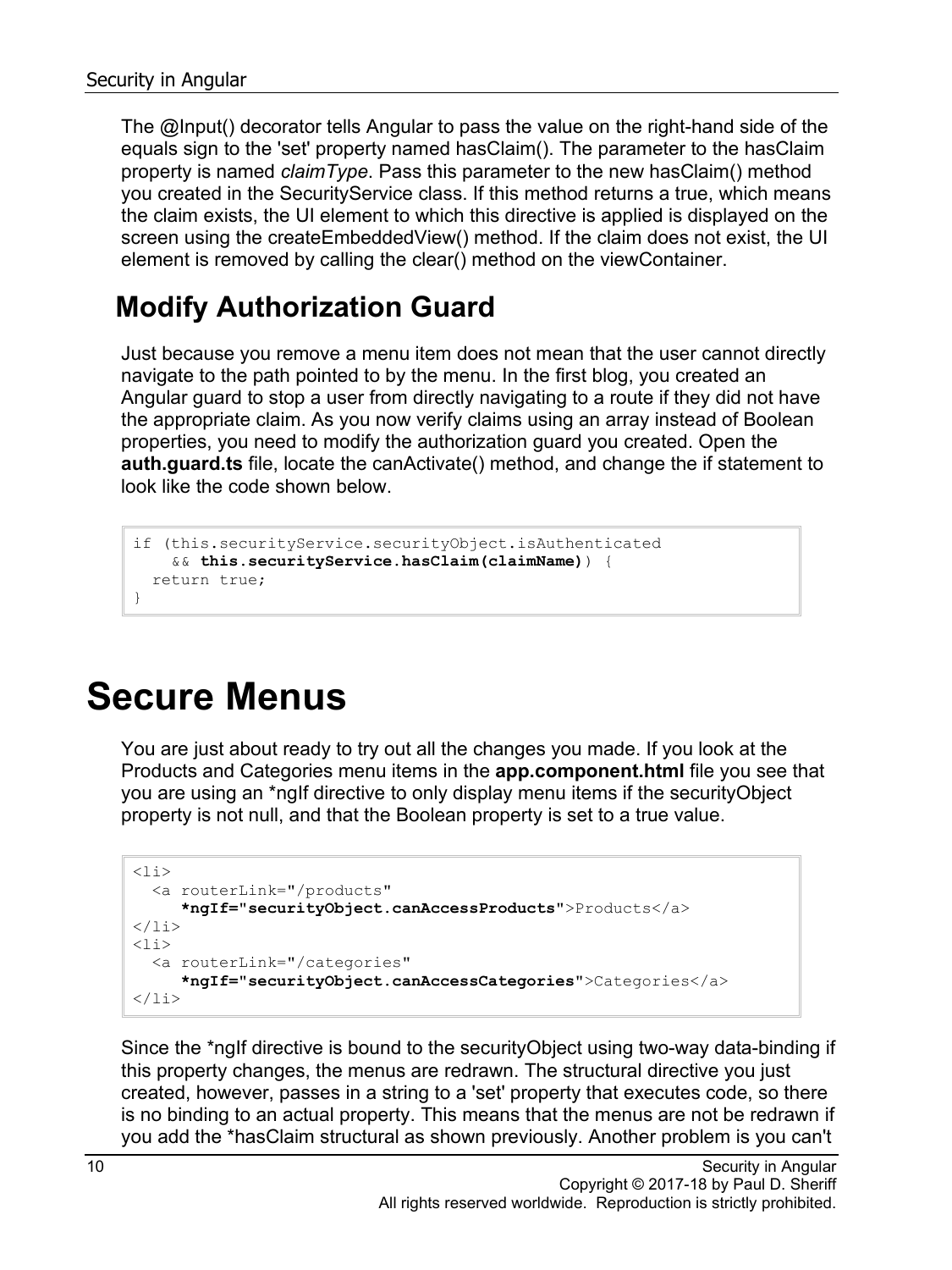The @Input() decorator tells Angular to pass the value on the right-hand side of the equals sign to the 'set' property named hasClaim(). The parameter to the hasClaim property is named *claimType*. Pass this parameter to the new hasClaim() method you created in the SecurityService class. If this method returns a true, which means the claim exists, the UI element to which this directive is applied is displayed on the screen using the createEmbeddedView() method. If the claim does not exist, the UI element is removed by calling the clear() method on the viewContainer.

## Modify Authorization Guard

Just because you remove a menu item does not mean that the user cannot directly navigate to the path pointed to by the menu. In the first blog, you created an Angular guard to stop a user from directly navigating to a route if they did not have the appropriate claim. As you now verify claims using an array instead of Boolean properties, you need to modify the authorization guard you created. Open the **auth.guard.ts** file, locate the canActivate() method, and change the if statement to look like the code shown below.

```
if (this.securityService.securityObject.isAuthenticated
    && this.securityService.hasClaim(claimName)) {
  return true;
}
```

# Secure Menus

You are just about ready to try out all the changes you made. If you look at the Products and Categories menu items in the **app.component.html** file you see that you are using an *ngIf directive to only display menu items if the securityObject property is not null, and that the Boolean property is set to a true value.

```
<li>
  <a routerLink="/products"
     *ngIf="securityObject.canAccessProducts">Products</a>
</li>
<li>
  <a routerLink="/categories"
     *ngIf="securityObject.canAccessCategories">Categories</a>
</li>
```

Since the *ngIf directive is bound to the securityObject using two-way data-binding if this property changes, the menus are redrawn. The structural directive you just created, however, passes in a string to a 'set' property that executes code, so there is no binding to an actual property. This means that the menus are not be redrawn if you add the *hasClaim structural as shown previously. Another problem is you can't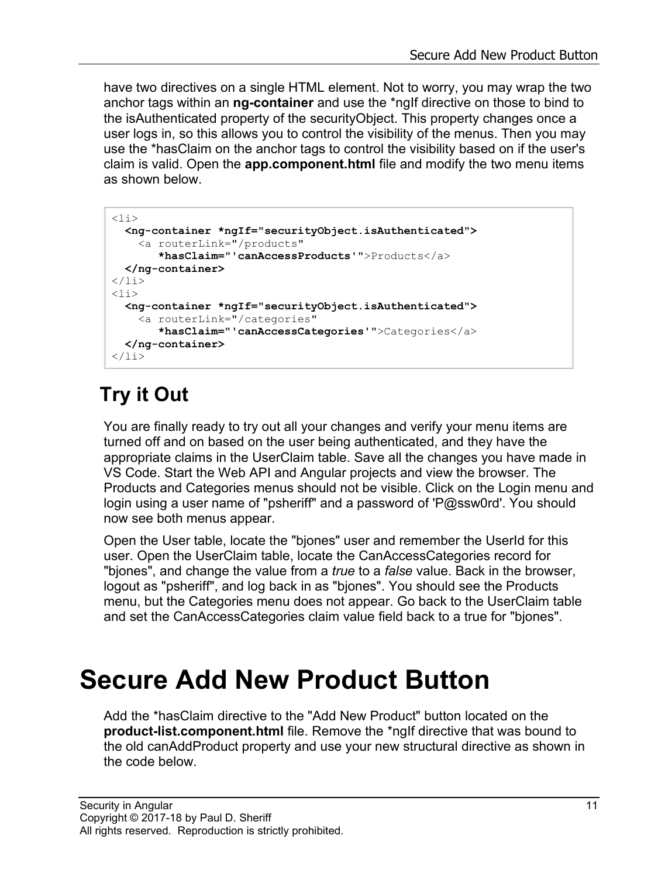have two directives on a single HTML element. Not to worry, you may wrap the two anchor tags within an **ng-container** and use the *ngIf directive on those to bind to the isAuthenticated property of the securityObject. This property changes once a user logs in, so this allows you to control the visibility of the menus. Then you may use the *hasClaim on the anchor tags to control the visibility based on if the user's claim is valid. Open the **app.component.html** file and modify the two menu items as shown below.

```
<li>
  <ng-container *ngIf="securityObject.isAuthenticated">
    <a routerLink="/products"
        *hasClaim="'canAccessProducts'">Products</a>
  </ng-container>
</li>
<li>
  <ng-container *ngIf="securityObject.isAuthenticated">
    <a routerLink="/categories"
        *hasClaim="'canAccessCategories'">Categories</a>
  </ng-container>
</li>
```

## Try it Out

You are finally ready to try out all your changes and verify your menu items are turned off and on based on the user being authenticated, and they have the appropriate claims in the UserClaim table. Save all the changes you have made in VS Code. Start the Web API and Angular projects and view the browser. The Products and Categories menus should not be visible. Click on the Login menu and login using a user name of "psheriff" and a password of 'P@ssw0rd'. You should now see both menus appear.

Open the User table, locate the "bjones" user and remember the UserId for this user. Open the UserClaim table, locate the CanAccessCategories record for "bjones", and change the value from a *true* to a *false* value. Back in the browser, logout as "psheriff", and log back in as "bjones". You should see the Products menu, but the Categories menu does not appear. Go back to the UserClaim table and set the CanAccessCategories claim value field back to a true for "bjones".

# Secure Add New Product Button

Add the *hasClaim directive to the "Add New Product" button located on the **product-list.component.html** file. Remove the *ngIf directive that was bound to the old canAddProduct property and use your new structural directive as shown in the code below.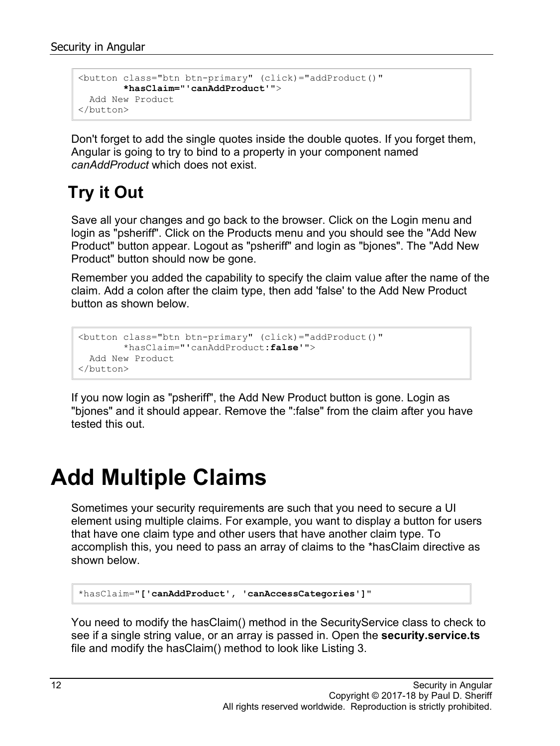```
<button class="btn btn-primary" (click)="addProduct()"
        *hasClaim="'canAddProduct'">
  Add New Product
</button>
```

Don't forget to add the single quotes inside the double quotes. If you forget them, Angular is going to try to bind to a property in your component named *canAddProduct* which does not exist.

## Try it Out

Save all your changes and go back to the browser. Click on the Login menu and login as "psheriff". Click on the Products menu and you should see the "Add New Product" button appear. Logout as "psheriff" and login as "bjones". The "Add New Product" button should now be gone.

Remember you added the capability to specify the claim value after the name of the claim. Add a colon after the claim type, then add 'false' to the Add New Product button as shown below.

```
<button class="btn btn-primary" (click)="addProduct()"
        *hasClaim="'canAddProduct:false'">
  Add New Product
</button>
```

If you now login as "psheriff", the Add New Product button is gone. Login as "bjones" and it should appear. Remove the ":false" from the claim after you have tested this out.

# Add Multiple Claims

Sometimes your security requirements are such that you need to secure a UI element using multiple claims. For example, you want to display a button for users that have one claim type and other users that have another claim type. To accomplish this, you need to pass an array of claims to the *hasClaim directive as shown below.

```
*hasClaim="['canAddProduct', 'canAccessCategories']"
```

You need to modify the hasClaim() method in the SecurityService class to check to see if a single string value, or an array is passed in. Open the **security.service.ts** file and modify the hasClaim() method to look like Listing 3.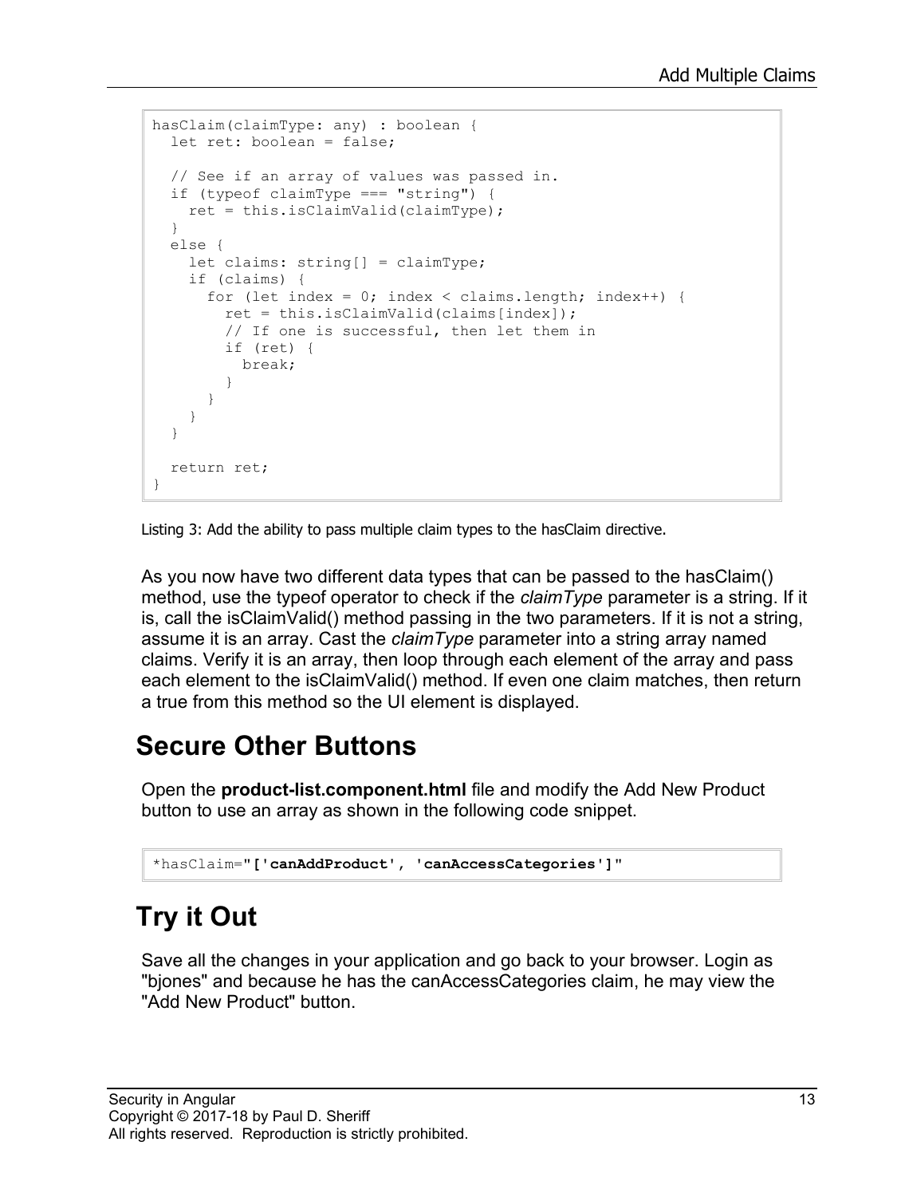```
hasClaim(claimType: any) : boolean {
  let ret: boolean = false;

  // See if an array of values was passed in.
  if (typeof claimType === "string") {
    ret = this.isClaimValid(claimType);
  }
  else {
    let claims: string[] = claimType;
    if (claims) {
      for (let index = 0; index < claims.length; index++) {
        ret = this.isClaimValid(claims[index]);
        // If one is successful, then let them in
        if (ret) {
          break;
        }
      }
    }
  }

  return ret;
}
```

Listing 3: Add the ability to pass multiple claim types to the hasClaim directive.

As you now have two different data types that can be passed to the hasClaim() method, use the typeof operator to check if the *claimType* parameter is a string. If it is, call the isClaimValid() method passing in the two parameters. If it is not a string, assume it is an array. Cast the *claimType* parameter into a string array named claims. Verify it is an array, then loop through each element of the array and pass each element to the isClaimValid() method. If even one claim matches, then return a true from this method so the UI element is displayed.

## Secure Other Buttons

Open the **product-list.component.html** file and modify the Add New Product button to use an array as shown in the following code snippet.

```
*hasClaim="['canAddProduct', 'canAccessCategories']"
```

## Try it Out

Save all the changes in your application and go back to your browser. Login as "bjones" and because he has the canAccessCategories claim, he may view the "Add New Product" button.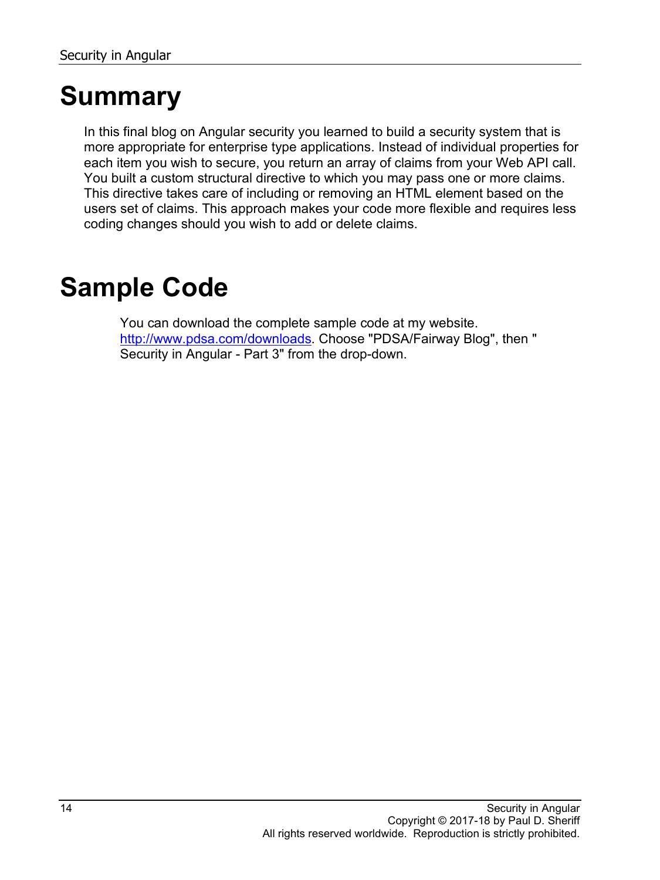# Summary

In this final blog on Angular security you learned to build a security system that is more appropriate for enterprise type applications. Instead of individual properties for each item you wish to secure, you return an array of claims from your Web API call. You built a custom structural directive to which you may pass one or more claims. This directive takes care of including or removing an HTML element based on the users set of claims. This approach makes your code more flexible and requires less coding changes should you wish to add or delete claims.

# Sample Code

You can download the complete sample code at my website. [http://www.pdsa.com/downloads](http://www.pdsa.com/downloads). Choose "PDSA/Fairway Blog", then " Security in Angular - Part 3" from the drop-down.